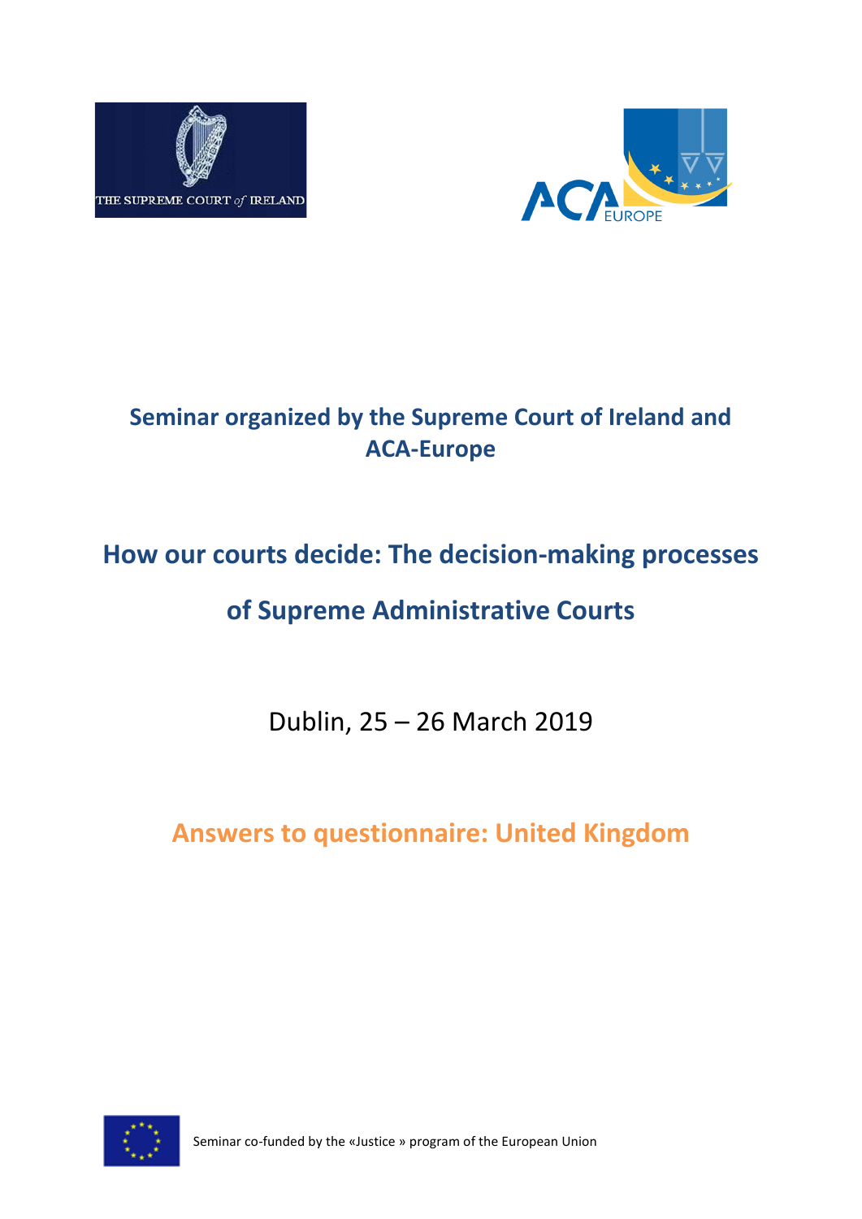THE SUPREME COURT of IRELAND

ACA EUROPE

## Seminar organized by the Supreme Court of Ireland and ACA-Europe

# How our courts decide: The decision-making processes of Supreme Administrative Courts

Dublin, 25 – 26 March 2019

## Answers to questionnaire: United Kingdom

Seminar co-funded by the «Justice » program of the European Union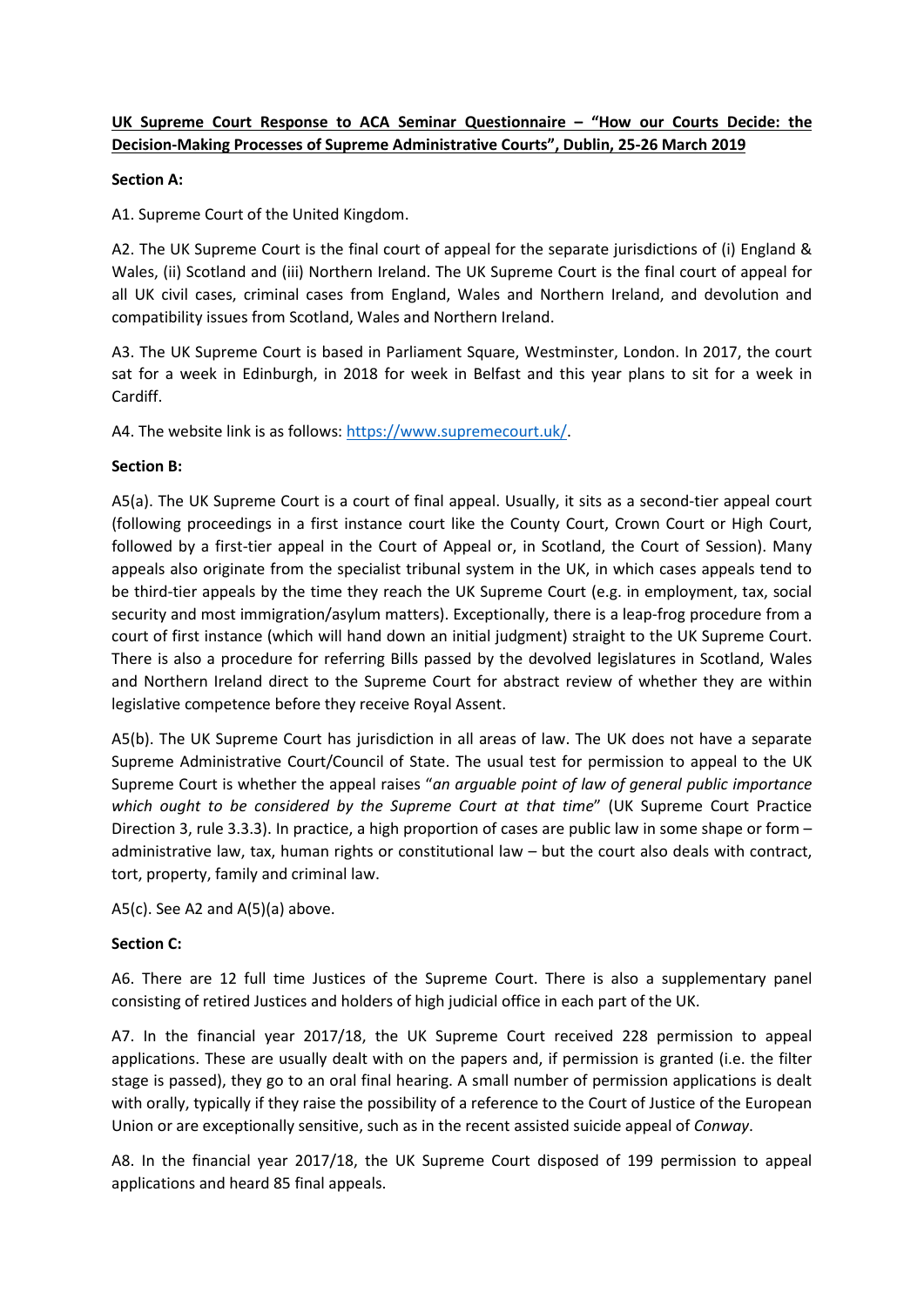**UK Supreme Court Response to ACA Seminar Questionnaire – "How our Courts Decide: the Decision-Making Processes of Supreme Administrative Courts", Dublin, 25-26 March 2019**

**Section A:**

A1. Supreme Court of the United Kingdom.

A2. The UK Supreme Court is the final court of appeal for the separate jurisdictions of (i) England & Wales, (ii) Scotland and (iii) Northern Ireland. The UK Supreme Court is the final court of appeal for all UK civil cases, criminal cases from England, Wales and Northern Ireland, and devolution and compatibility issues from Scotland, Wales and Northern Ireland.

A3. The UK Supreme Court is based in Parliament Square, Westminster, London. In 2017, the court sat for a week in Edinburgh, in 2018 for week in Belfast and this year plans to sit for a week in Cardiff.

A4. The website link is as follows: https://www.supremecourt.uk/.

**Section B:**

A5(a). The UK Supreme Court is a court of final appeal. Usually, it sits as a second-tier appeal court (following proceedings in a first instance court like the County Court, Crown Court or High Court, followed by a first-tier appeal in the Court of Appeal or, in Scotland, the Court of Session). Many appeals also originate from the specialist tribunal system in the UK, in which cases appeals tend to be third-tier appeals by the time they reach the UK Supreme Court (e.g. in employment, tax, social security and most immigration/asylum matters). Exceptionally, there is a leap-frog procedure from a court of first instance (which will hand down an initial judgment) straight to the UK Supreme Court. There is also a procedure for referring Bills passed by the devolved legislatures in Scotland, Wales and Northern Ireland direct to the Supreme Court for abstract review of whether they are within legislative competence before they receive Royal Assent.

A5(b). The UK Supreme Court has jurisdiction in all areas of law. The UK does not have a separate Supreme Administrative Court/Council of State. The usual test for permission to appeal to the UK Supreme Court is whether the appeal raises "*an arguable point of law of general public importance which ought to be considered by the Supreme Court at that time*" (UK Supreme Court Practice Direction 3, rule 3.3.3). In practice, a high proportion of cases are public law in some shape or form – administrative law, tax, human rights or constitutional law – but the court also deals with contract, tort, property, family and criminal law.

A5(c). See A2 and A(5)(a) above.

**Section C:**

A6. There are 12 full time Justices of the Supreme Court. There is also a supplementary panel consisting of retired Justices and holders of high judicial office in each part of the UK.

A7. In the financial year 2017/18, the UK Supreme Court received 228 permission to appeal applications. These are usually dealt with on the papers and, if permission is granted (i.e. the filter stage is passed), they go to an oral final hearing. A small number of permission applications is dealt with orally, typically if they raise the possibility of a reference to the Court of Justice of the European Union or are exceptionally sensitive, such as in the recent assisted suicide appeal of *Conway*.

A8. In the financial year 2017/18, the UK Supreme Court disposed of 199 permission to appeal applications and heard 85 final appeals.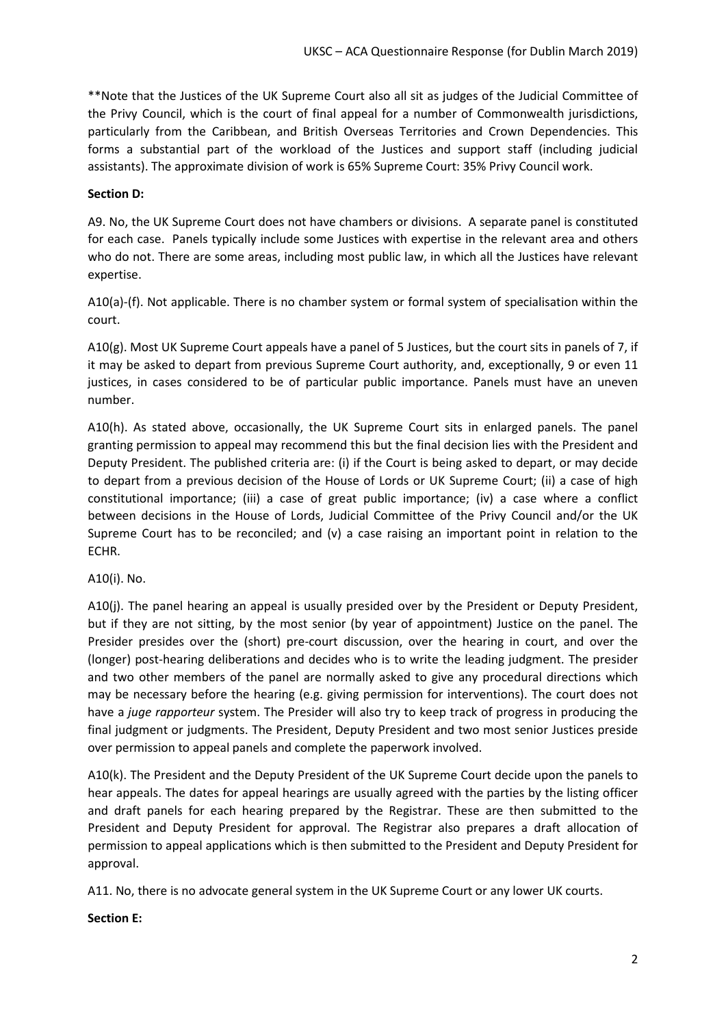**Note that the Justices of the UK Supreme Court also all sit as judges of the Judicial Committee of the Privy Council, which is the court of final appeal for a number of Commonwealth jurisdictions, particularly from the Caribbean, and British Overseas Territories and Crown Dependencies. This forms a substantial part of the workload of the Justices and support staff (including judicial assistants). The approximate division of work is 65% Supreme Court: 35% Privy Council work.

**Section D:**

A9. No, the UK Supreme Court does not have chambers or divisions. A separate panel is constituted for each case. Panels typically include some Justices with expertise in the relevant area and others who do not. There are some areas, including most public law, in which all the Justices have relevant expertise.

A10(a)-(f). Not applicable. There is no chamber system or formal system of specialisation within the court.

A10(g). Most UK Supreme Court appeals have a panel of 5 Justices, but the court sits in panels of 7, if it may be asked to depart from previous Supreme Court authority, and, exceptionally, 9 or even 11 justices, in cases considered to be of particular public importance. Panels must have an uneven number.

A10(h). As stated above, occasionally, the UK Supreme Court sits in enlarged panels. The panel granting permission to appeal may recommend this but the final decision lies with the President and Deputy President. The published criteria are: (i) if the Court is being asked to depart, or may decide to depart from a previous decision of the House of Lords or UK Supreme Court; (ii) a case of high constitutional importance; (iii) a case of great public importance; (iv) a case where a conflict between decisions in the House of Lords, Judicial Committee of the Privy Council and/or the UK Supreme Court has to be reconciled; and (v) a case raising an important point in relation to the ECHR.

A10(i). No.

A10(j). The panel hearing an appeal is usually presided over by the President or Deputy President, but if they are not sitting, by the most senior (by year of appointment) Justice on the panel. The Presider presides over the (short) pre-court discussion, over the hearing in court, and over the (longer) post-hearing deliberations and decides who is to write the leading judgment. The presider and two other members of the panel are normally asked to give any procedural directions which may be necessary before the hearing (e.g. giving permission for interventions). The court does not have a *juge rapporteur* system. The Presider will also try to keep track of progress in producing the final judgment or judgments. The President, Deputy President and two most senior Justices preside over permission to appeal panels and complete the paperwork involved.

A10(k). The President and the Deputy President of the UK Supreme Court decide upon the panels to hear appeals. The dates for appeal hearings are usually agreed with the parties by the listing officer and draft panels for each hearing prepared by the Registrar. These are then submitted to the President and Deputy President for approval. The Registrar also prepares a draft allocation of permission to appeal applications which is then submitted to the President and Deputy President for approval.

A11. No, there is no advocate general system in the UK Supreme Court or any lower UK courts.

**Section E:**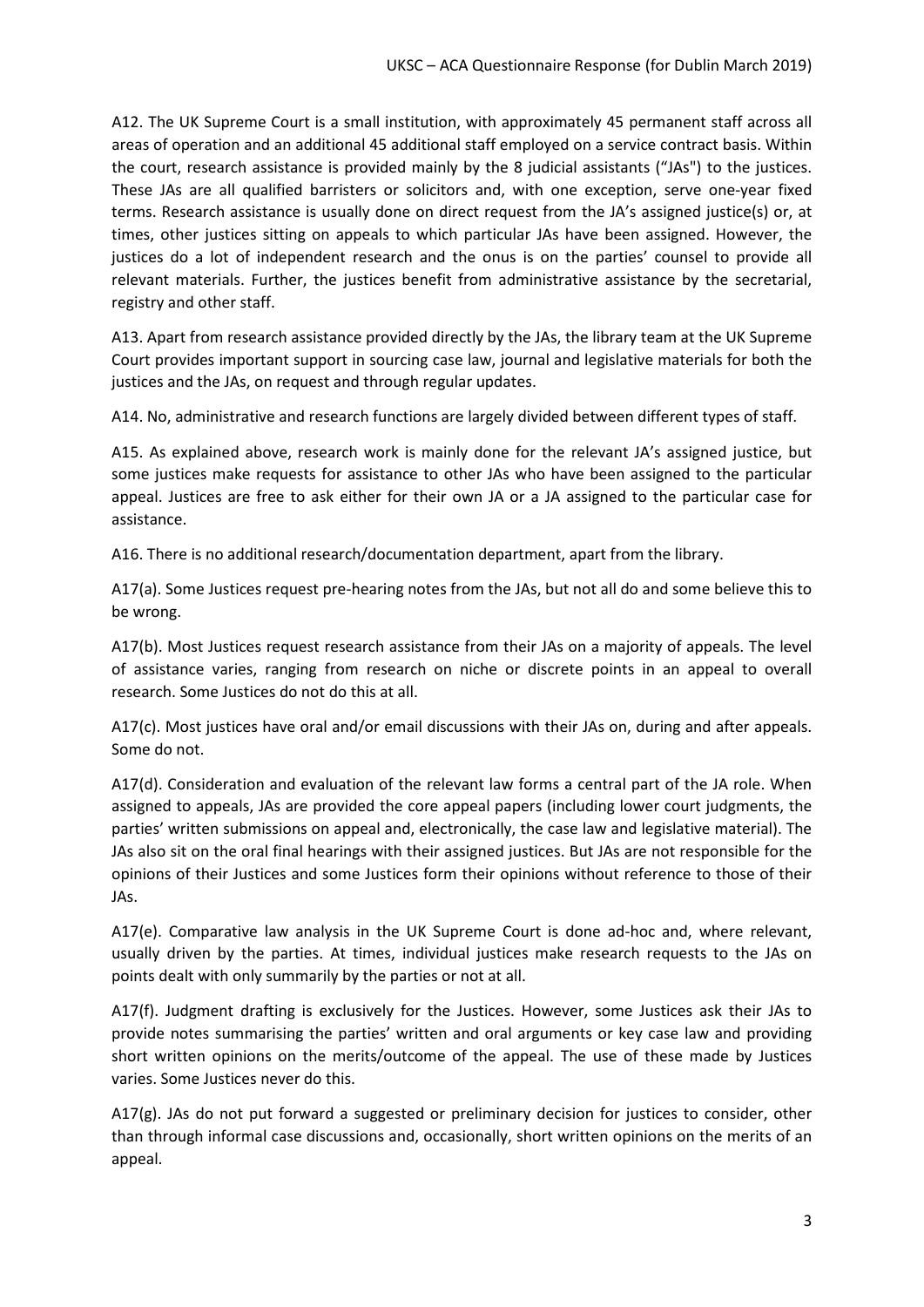A12. The UK Supreme Court is a small institution, with approximately 45 permanent staff across all areas of operation and an additional 45 additional staff employed on a service contract basis. Within the court, research assistance is provided mainly by the 8 judicial assistants ("JAs") to the justices. These JAs are all qualified barristers or solicitors and, with one exception, serve one-year fixed terms. Research assistance is usually done on direct request from the JA's assigned justice(s) or, at times, other justices sitting on appeals to which particular JAs have been assigned. However, the justices do a lot of independent research and the onus is on the parties' counsel to provide all relevant materials. Further, the justices benefit from administrative assistance by the secretarial, registry and other staff.

A13. Apart from research assistance provided directly by the JAs, the library team at the UK Supreme Court provides important support in sourcing case law, journal and legislative materials for both the justices and the JAs, on request and through regular updates.

A14. No, administrative and research functions are largely divided between different types of staff.

A15. As explained above, research work is mainly done for the relevant JA's assigned justice, but some justices make requests for assistance to other JAs who have been assigned to the particular appeal. Justices are free to ask either for their own JA or a JA assigned to the particular case for assistance.

A16. There is no additional research/documentation department, apart from the library.

A17(a). Some Justices request pre-hearing notes from the JAs, but not all do and some believe this to be wrong.

A17(b). Most Justices request research assistance from their JAs on a majority of appeals. The level of assistance varies, ranging from research on niche or discrete points in an appeal to overall research. Some Justices do not do this at all.

A17(c). Most justices have oral and/or email discussions with their JAs on, during and after appeals. Some do not.

A17(d). Consideration and evaluation of the relevant law forms a central part of the JA role. When assigned to appeals, JAs are provided the core appeal papers (including lower court judgments, the parties' written submissions on appeal and, electronically, the case law and legislative material). The JAs also sit on the oral final hearings with their assigned justices. But JAs are not responsible for the opinions of their Justices and some Justices form their opinions without reference to those of their JAs.

A17(e). Comparative law analysis in the UK Supreme Court is done ad-hoc and, where relevant, usually driven by the parties. At times, individual justices make research requests to the JAs on points dealt with only summarily by the parties or not at all.

A17(f). Judgment drafting is exclusively for the Justices. However, some Justices ask their JAs to provide notes summarising the parties' written and oral arguments or key case law and providing short written opinions on the merits/outcome of the appeal. The use of these made by Justices varies. Some Justices never do this.

A17(g). JAs do not put forward a suggested or preliminary decision for justices to consider, other than through informal case discussions and, occasionally, short written opinions on the merits of an appeal.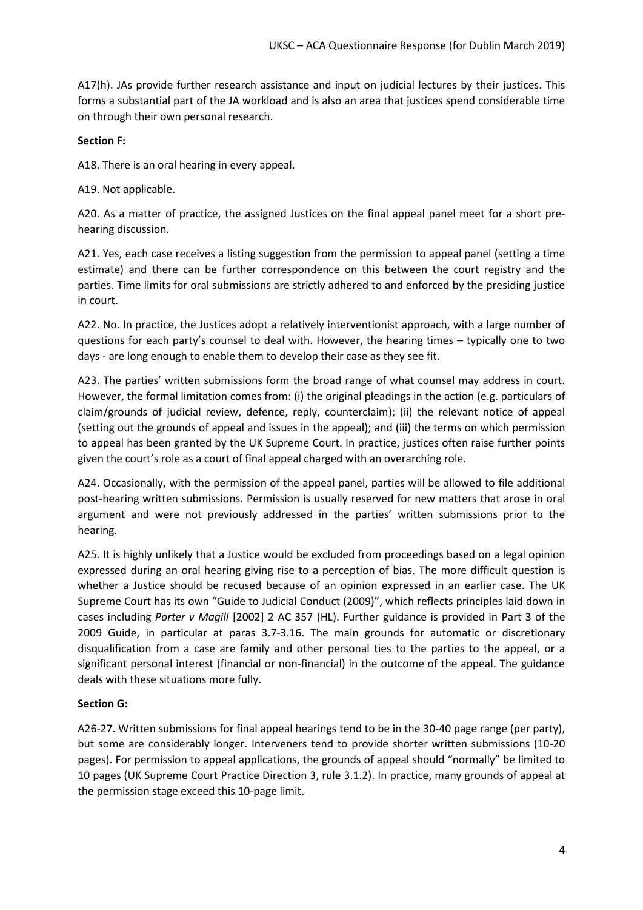A17(h). JAs provide further research assistance and input on judicial lectures by their justices. This forms a substantial part of the JA workload and is also an area that justices spend considerable time on through their own personal research.

**Section F:**

A18. There is an oral hearing in every appeal.

A19. Not applicable.

A20. As a matter of practice, the assigned Justices on the final appeal panel meet for a short pre-hearing discussion.

A21. Yes, each case receives a listing suggestion from the permission to appeal panel (setting a time estimate) and there can be further correspondence on this between the court registry and the parties. Time limits for oral submissions are strictly adhered to and enforced by the presiding justice in court.

A22. No. In practice, the Justices adopt a relatively interventionist approach, with a large number of questions for each party's counsel to deal with. However, the hearing times – typically one to two days - are long enough to enable them to develop their case as they see fit.

A23. The parties' written submissions form the broad range of what counsel may address in court. However, the formal limitation comes from: (i) the original pleadings in the action (e.g. particulars of claim/grounds of judicial review, defence, reply, counterclaim); (ii) the relevant notice of appeal (setting out the grounds of appeal and issues in the appeal); and (iii) the terms on which permission to appeal has been granted by the UK Supreme Court. In practice, justices often raise further points given the court's role as a court of final appeal charged with an overarching role.

A24. Occasionally, with the permission of the appeal panel, parties will be allowed to file additional post-hearing written submissions. Permission is usually reserved for new matters that arose in oral argument and were not previously addressed in the parties' written submissions prior to the hearing.

A25. It is highly unlikely that a Justice would be excluded from proceedings based on a legal opinion expressed during an oral hearing giving rise to a perception of bias. The more difficult question is whether a Justice should be recused because of an opinion expressed in an earlier case. The UK Supreme Court has its own "Guide to Judicial Conduct (2009)", which reflects principles laid down in cases including *Porter v Magill* [2002] 2 AC 357 (HL). Further guidance is provided in Part 3 of the 2009 Guide, in particular at paras 3.7-3.16. The main grounds for automatic or discretionary disqualification from a case are family and other personal ties to the parties to the appeal, or a significant personal interest (financial or non-financial) in the outcome of the appeal. The guidance deals with these situations more fully.

**Section G:**

A26-27. Written submissions for final appeal hearings tend to be in the 30-40 page range (per party), but some are considerably longer. Interveners tend to provide shorter written submissions (10-20 pages). For permission to appeal applications, the grounds of appeal should "normally" be limited to 10 pages (UK Supreme Court Practice Direction 3, rule 3.1.2). In practice, many grounds of appeal at the permission stage exceed this 10-page limit.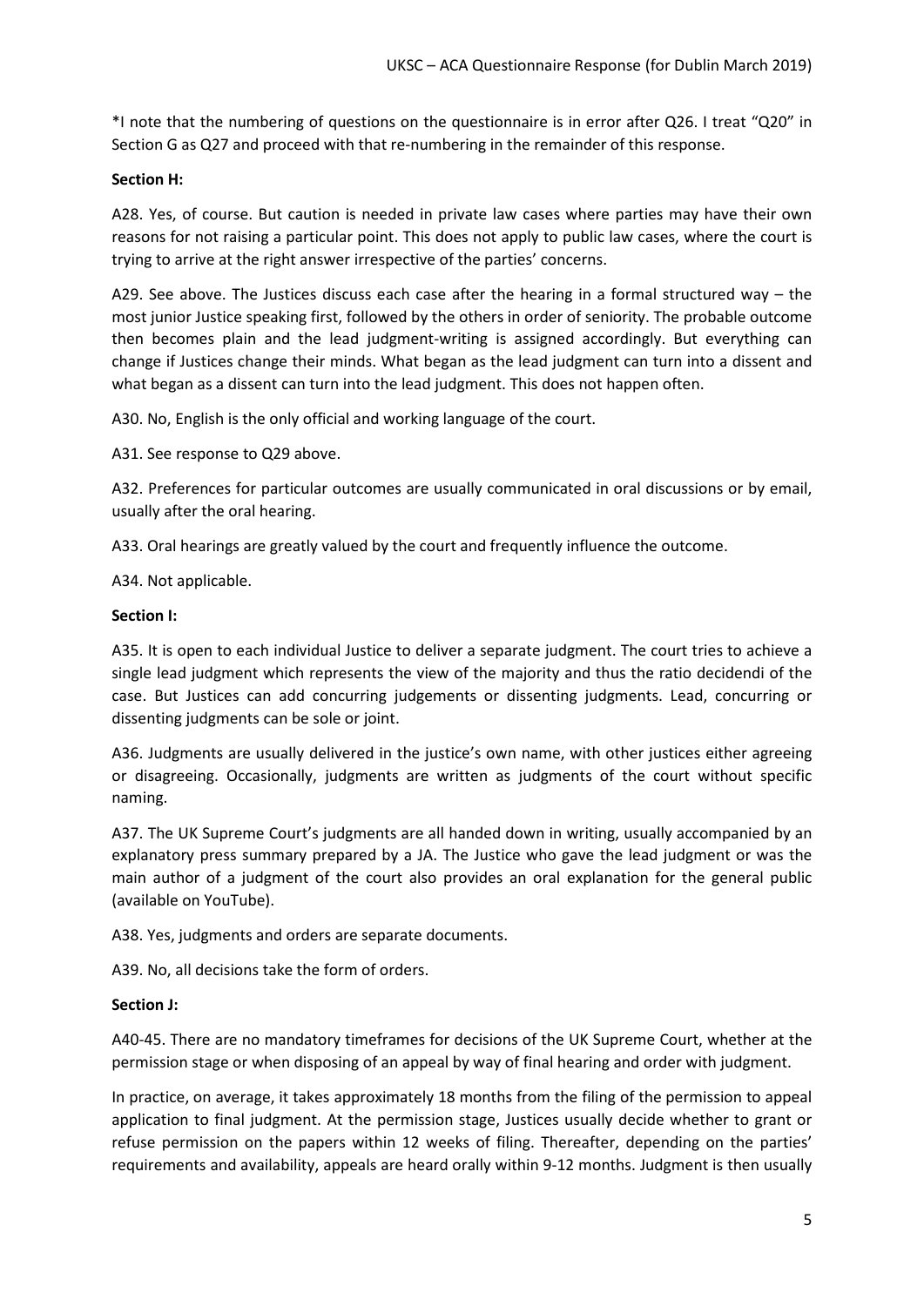*I note that the numbering of questions on the questionnaire is in error after Q26. I treat "Q20" in Section G as Q27 and proceed with that re-numbering in the remainder of this response.

**Section H:**

A28. Yes, of course. But caution is needed in private law cases where parties may have their own reasons for not raising a particular point. This does not apply to public law cases, where the court is trying to arrive at the right answer irrespective of the parties' concerns.

A29. See above. The Justices discuss each case after the hearing in a formal structured way – the most junior Justice speaking first, followed by the others in order of seniority. The probable outcome then becomes plain and the lead judgment-writing is assigned accordingly. But everything can change if Justices change their minds. What began as the lead judgment can turn into a dissent and what began as a dissent can turn into the lead judgment. This does not happen often.

A30. No, English is the only official and working language of the court.

A31. See response to Q29 above.

A32. Preferences for particular outcomes are usually communicated in oral discussions or by email, usually after the oral hearing.

A33. Oral hearings are greatly valued by the court and frequently influence the outcome.

A34. Not applicable.

**Section I:**

A35. It is open to each individual Justice to deliver a separate judgment. The court tries to achieve a single lead judgment which represents the view of the majority and thus the ratio decidendi of the case. But Justices can add concurring judgements or dissenting judgments. Lead, concurring or dissenting judgments can be sole or joint.

A36. Judgments are usually delivered in the justice's own name, with other justices either agreeing or disagreeing. Occasionally, judgments are written as judgments of the court without specific naming.

A37. The UK Supreme Court's judgments are all handed down in writing, usually accompanied by an explanatory press summary prepared by a JA. The Justice who gave the lead judgment or was the main author of a judgment of the court also provides an oral explanation for the general public (available on YouTube).

A38. Yes, judgments and orders are separate documents.

A39. No, all decisions take the form of orders.

**Section J:**

A40-45. There are no mandatory timeframes for decisions of the UK Supreme Court, whether at the permission stage or when disposing of an appeal by way of final hearing and order with judgment.

In practice, on average, it takes approximately 18 months from the filing of the permission to appeal application to final judgment. At the permission stage, Justices usually decide whether to grant or refuse permission on the papers within 12 weeks of filing. Thereafter, depending on the parties' requirements and availability, appeals are heard orally within 9-12 months. Judgment is then usually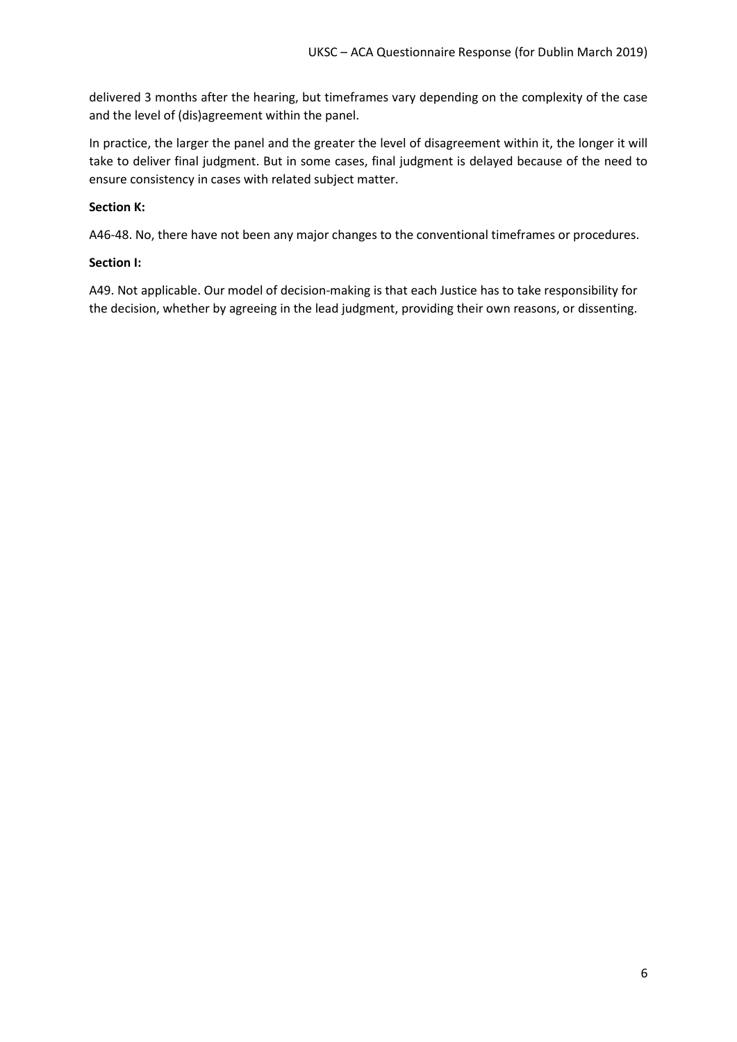delivered 3 months after the hearing, but timeframes vary depending on the complexity of the case and the level of (dis)agreement within the panel.

In practice, the larger the panel and the greater the level of disagreement within it, the longer it will take to deliver final judgment. But in some cases, final judgment is delayed because of the need to ensure consistency in cases with related subject matter.

**Section K:**

A46-48. No, there have not been any major changes to the conventional timeframes or procedures.

**Section I:**

A49. Not applicable. Our model of decision-making is that each Justice has to take responsibility for the decision, whether by agreeing in the lead judgment, providing their own reasons, or dissenting.